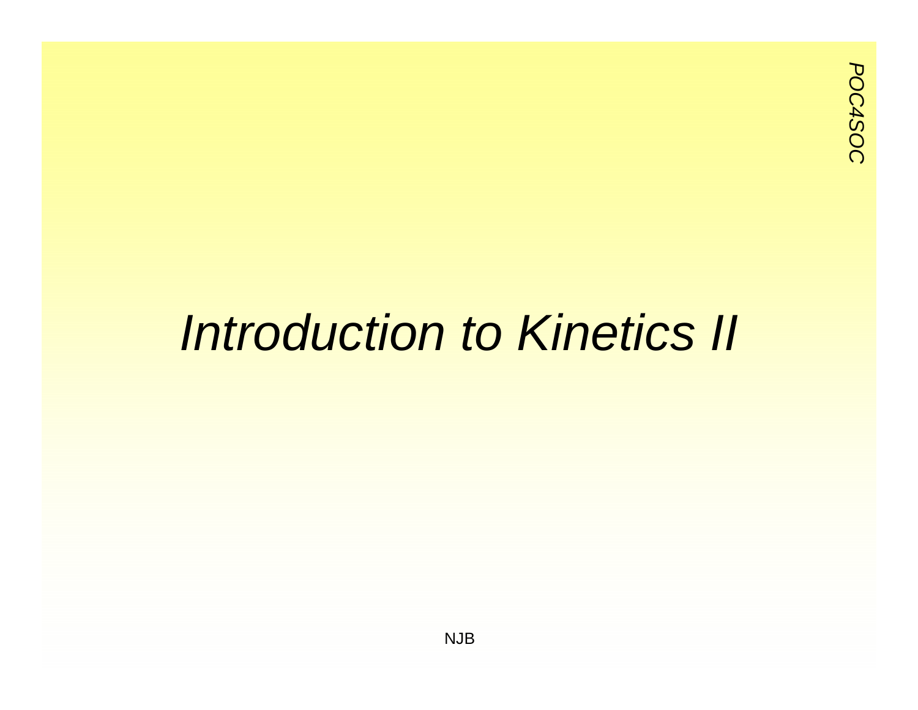# *Introduction to Kinetics II*

NJB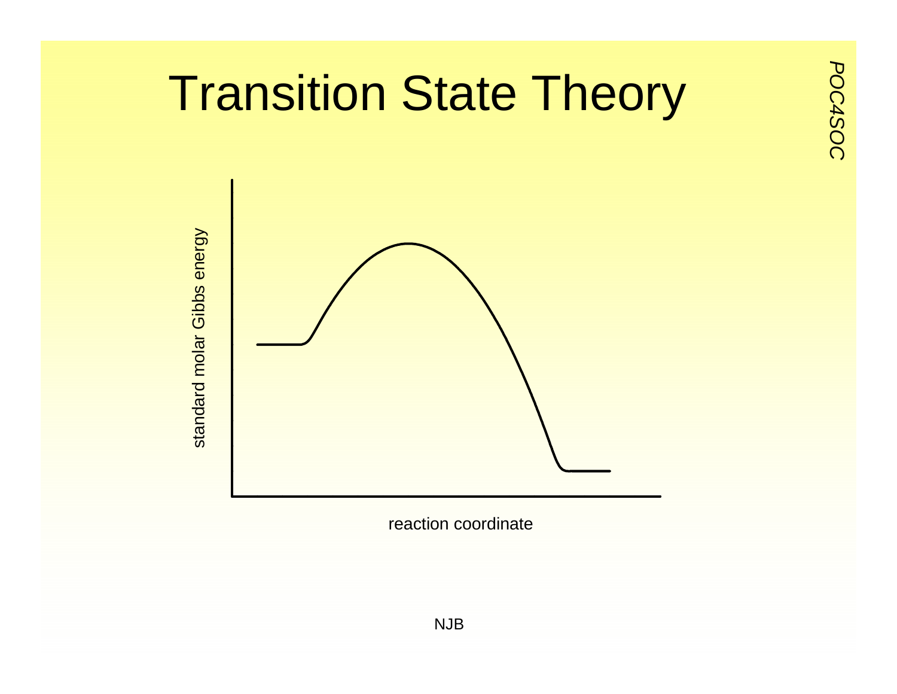# Transition State Theory

standard molar Gibbs energy

reaction coordinate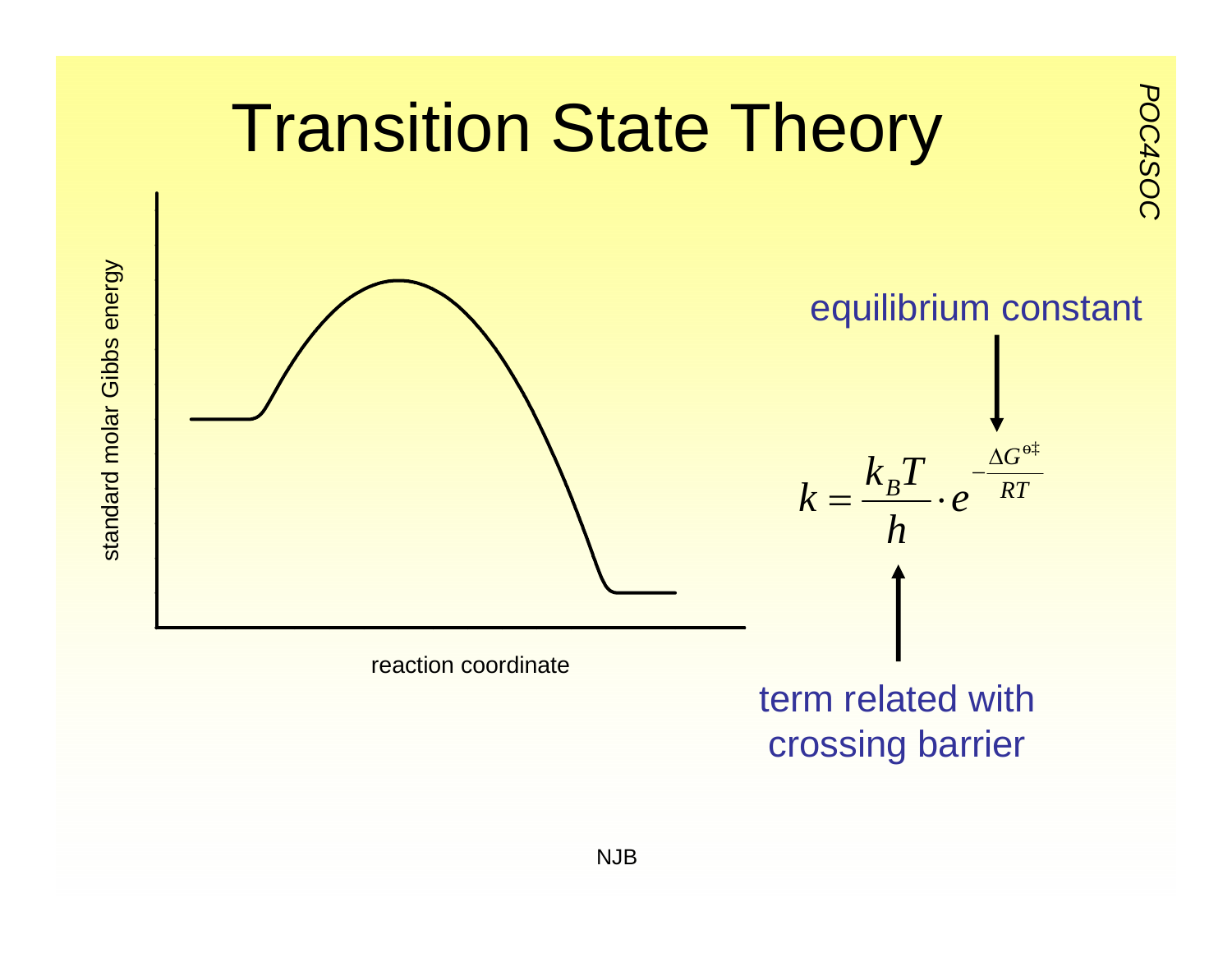# Transition State Theory

standard molar Gibbs energy

reaction coordinate

equilibrium constant

$$k = \frac{k_B T}{h} \cdot e^{-\frac{\Delta G^{\ominus\ddagger}}{RT}}$$

term related with crossing barrier

NJB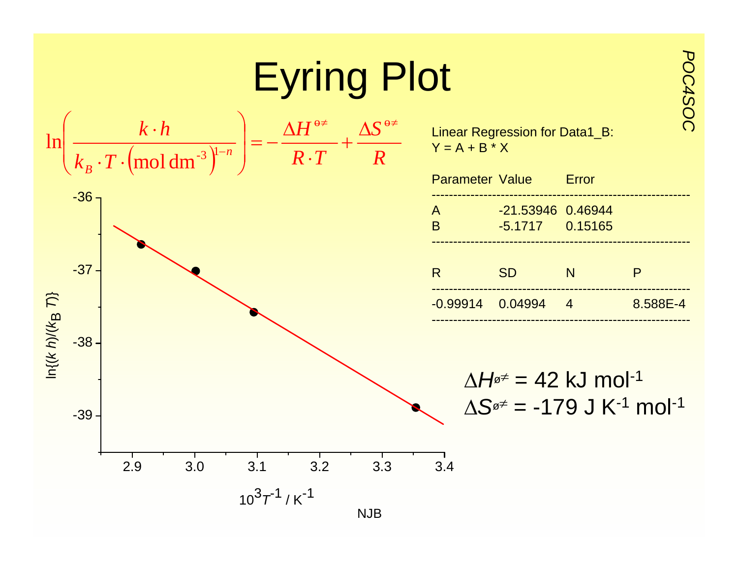# Eyring Plot

$$\ln\left(\frac{k \cdot h}{k_B \cdot T \cdot \left(\text{mol dm}^{-3}\right)^{1-n}}\right) = -\frac{\Delta H^{\ominus\neq}}{R \cdot T} + \frac{\Delta S^{\ominus\neq}}{R}$$

Linear Regression for Data1_B:
Y = A + B * X

| Parameter | Value | Error |
|---|---|---|
| A | -21.53946 | 0.46944 |
| B | -5.1717 | 0.15165 |

| R | SD | N | P |
|---|---|---|---|
| -0.99914 | 0.04994 | 4 | 8.588E-4 |

$\Delta H^{\ominus\neq}$ = 42 kJ mol$^{-1}$

$\Delta S^{\ominus\neq}$ = -179 J K$^{-1}$ mol$^{-1}$

NJB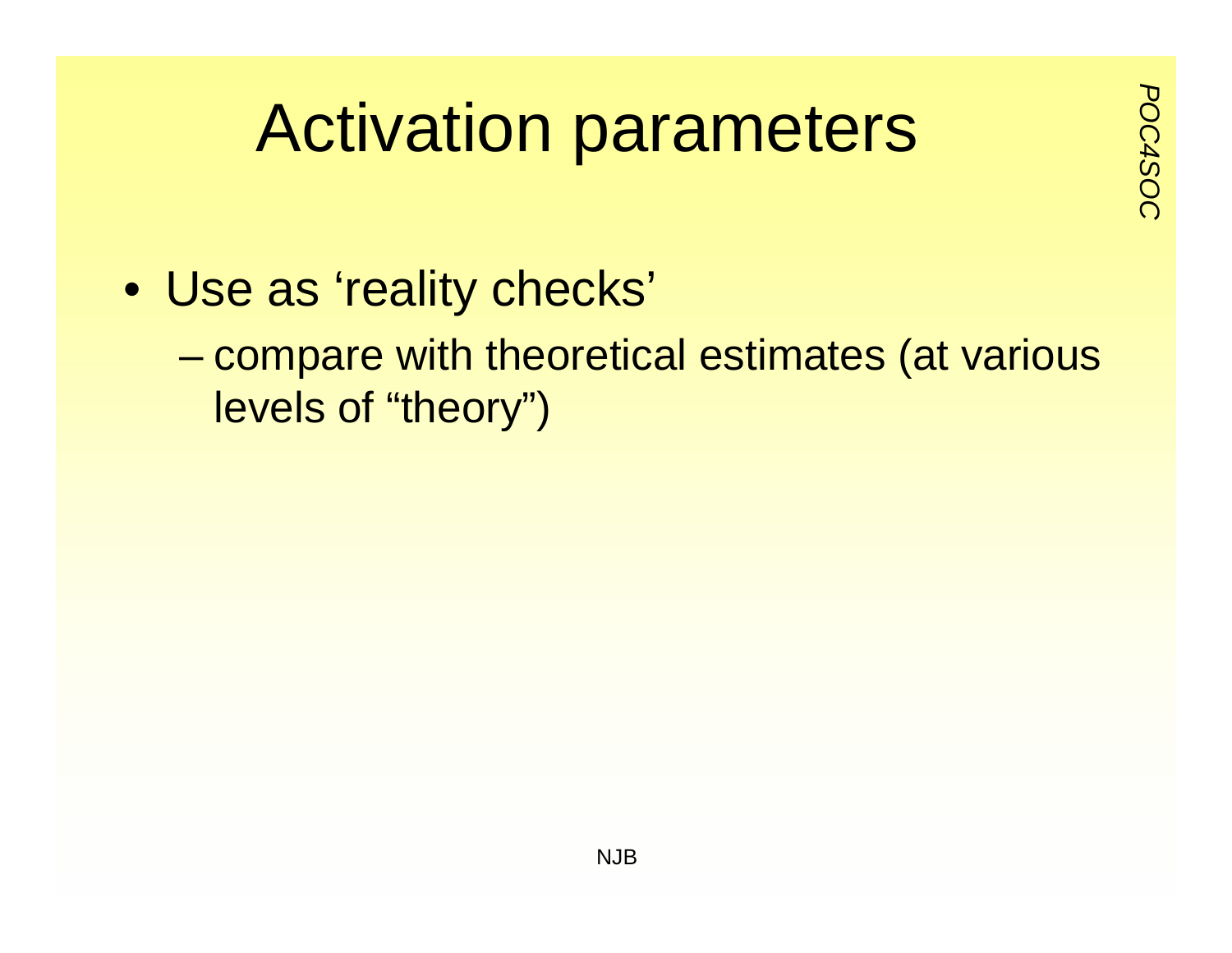# Activation parameters

- Use as 'reality checks'
  - compare with theoretical estimates (at various levels of "theory")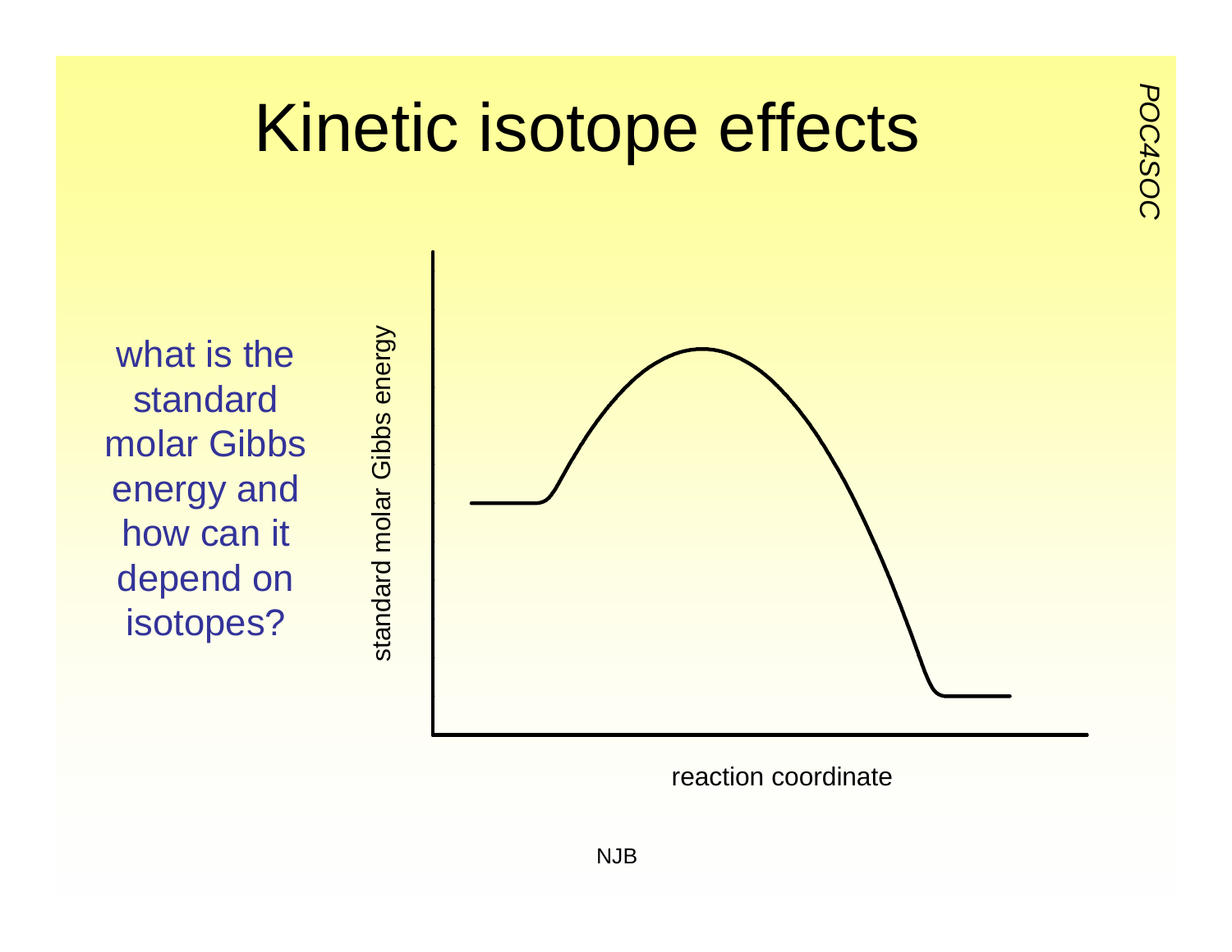# Kinetic isotope effects

what is the standard molar Gibbs energy and how can it depend on isotopes?

standard molar Gibbs energy

reaction coordinate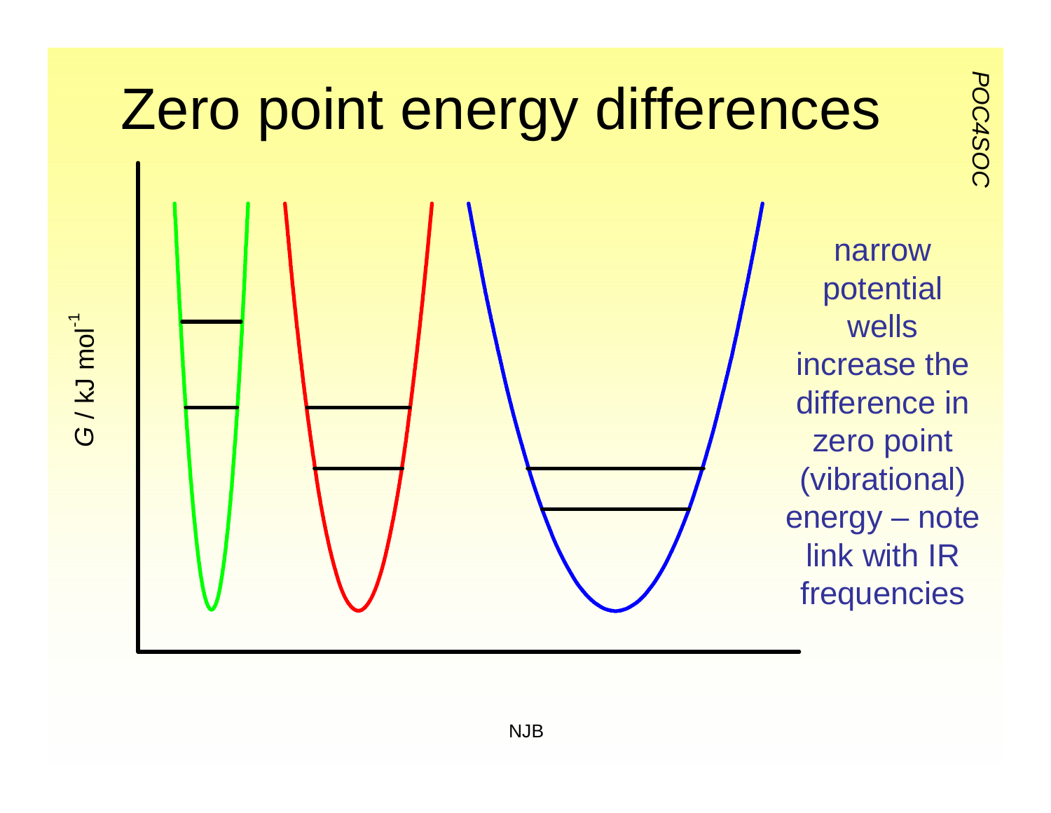# Zero point energy differences

$G$ / kJ mol$^{-1}$

narrow potential wells increase the difference in zero point (vibrational) energy – note link with IR frequencies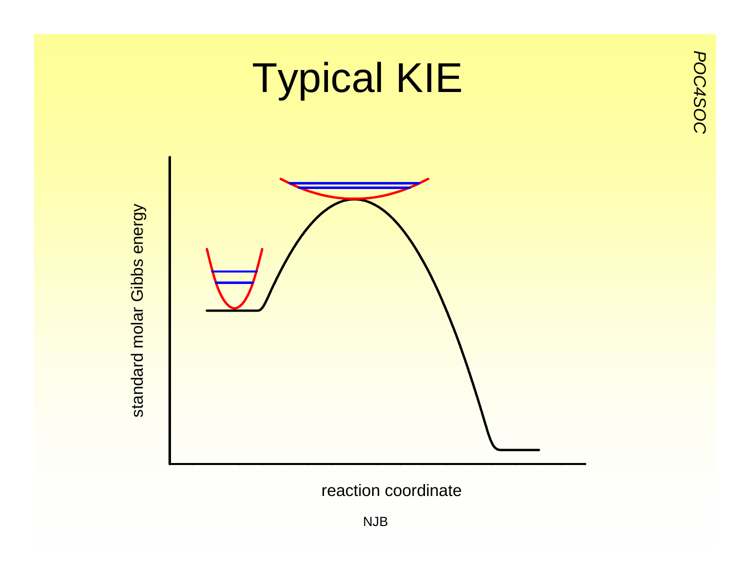# Typical KIE

standard molar Gibbs energy

reaction coordinate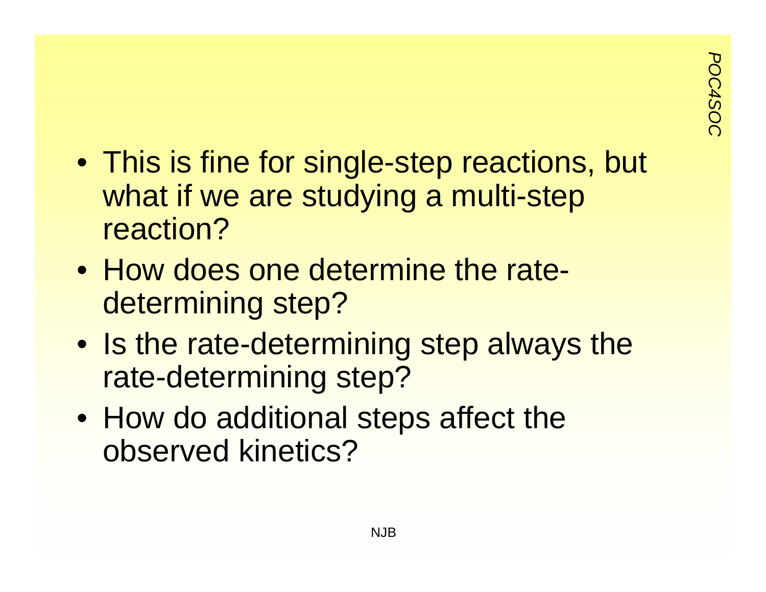- This is fine for single-step reactions, but what if we are studying a multi-step reaction?
- How does one determine the rate-determining step?
- Is the rate-determining step always the rate-determining step?
- How do additional steps affect the observed kinetics?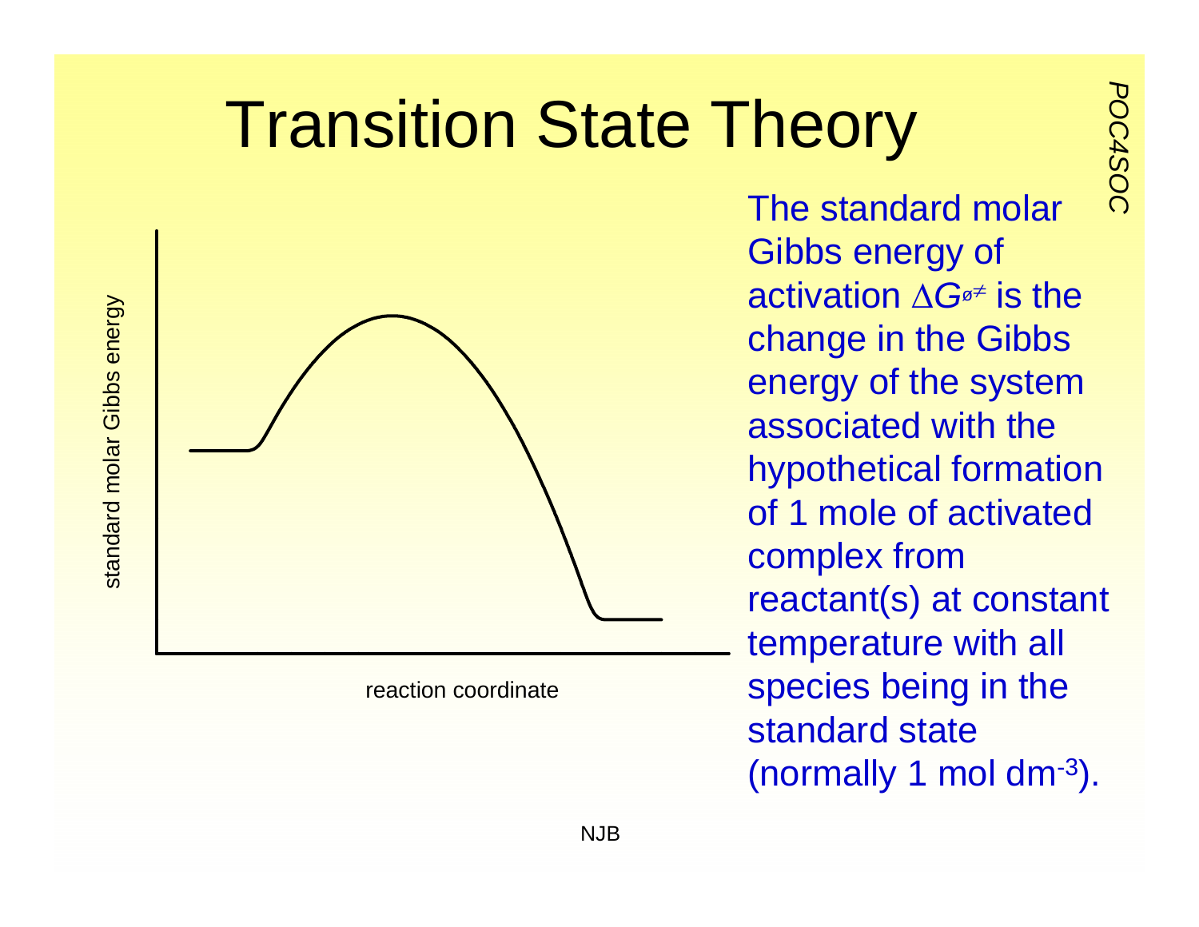# Transition State Theory

standard molar Gibbs energy

reaction coordinate

The standard molar Gibbs energy of activation $\Delta G^{\circ\neq}$ is the change in the Gibbs energy of the system associated with the hypothetical formation of 1 mole of activated complex from reactant(s) at constant temperature with all species being in the standard state (normally 1 mol dm$^{-3}$).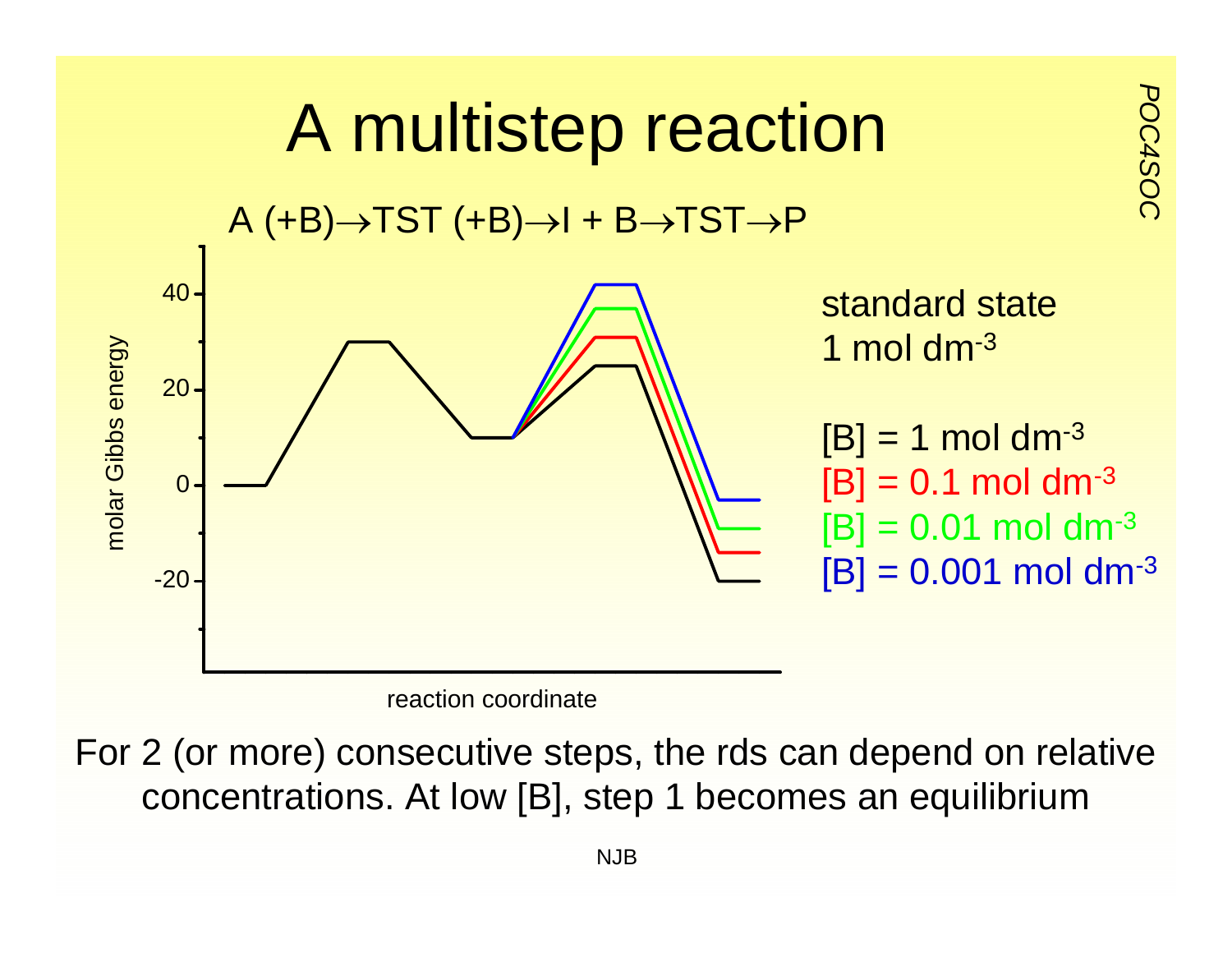# A multistep reaction

A (+B)→TST (+B)→I + B→TST→P

standard state 1 mol dm$^{-3}$

[B] = 1 mol dm$^{-3}$
[B] = 0.1 mol dm$^{-3}$
[B] = 0.01 mol dm$^{-3}$
[B] = 0.001 mol dm$^{-3}$

molar Gibbs energy

reaction coordinate

For 2 (or more) consecutive steps, the rds can depend on relative concentrations. At low [B], step 1 becomes an equilibrium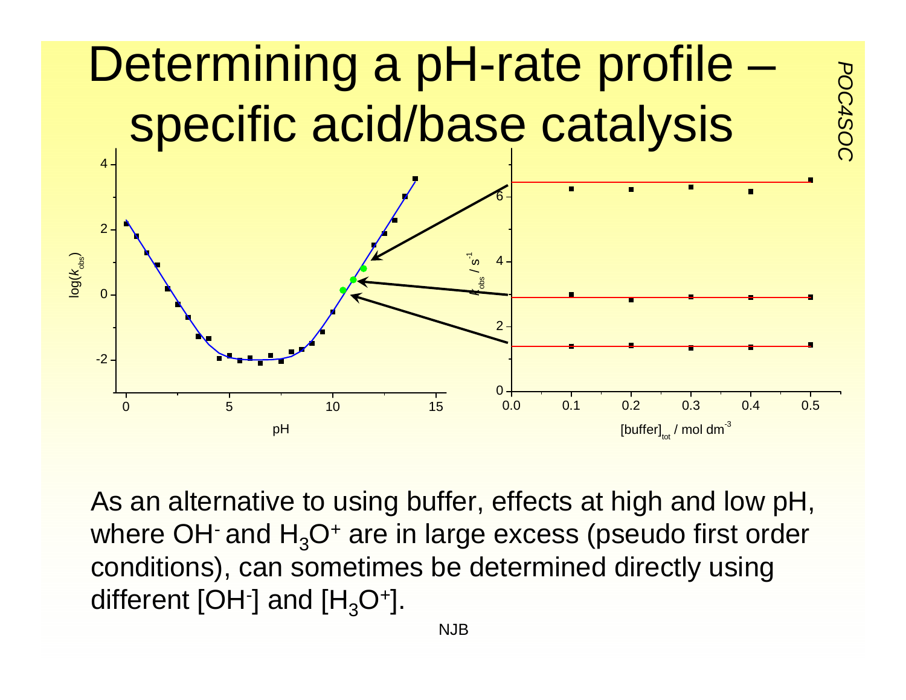# Determining a pH-rate profile – specific acid/base catalysis

As an alternative to using buffer, effects at high and low pH, where $OH^-$ and $H_3O^+$ are in large excess (pseudo first order conditions), can sometimes be determined directly using different $[OH^-]$ and $[H_3O^+]$.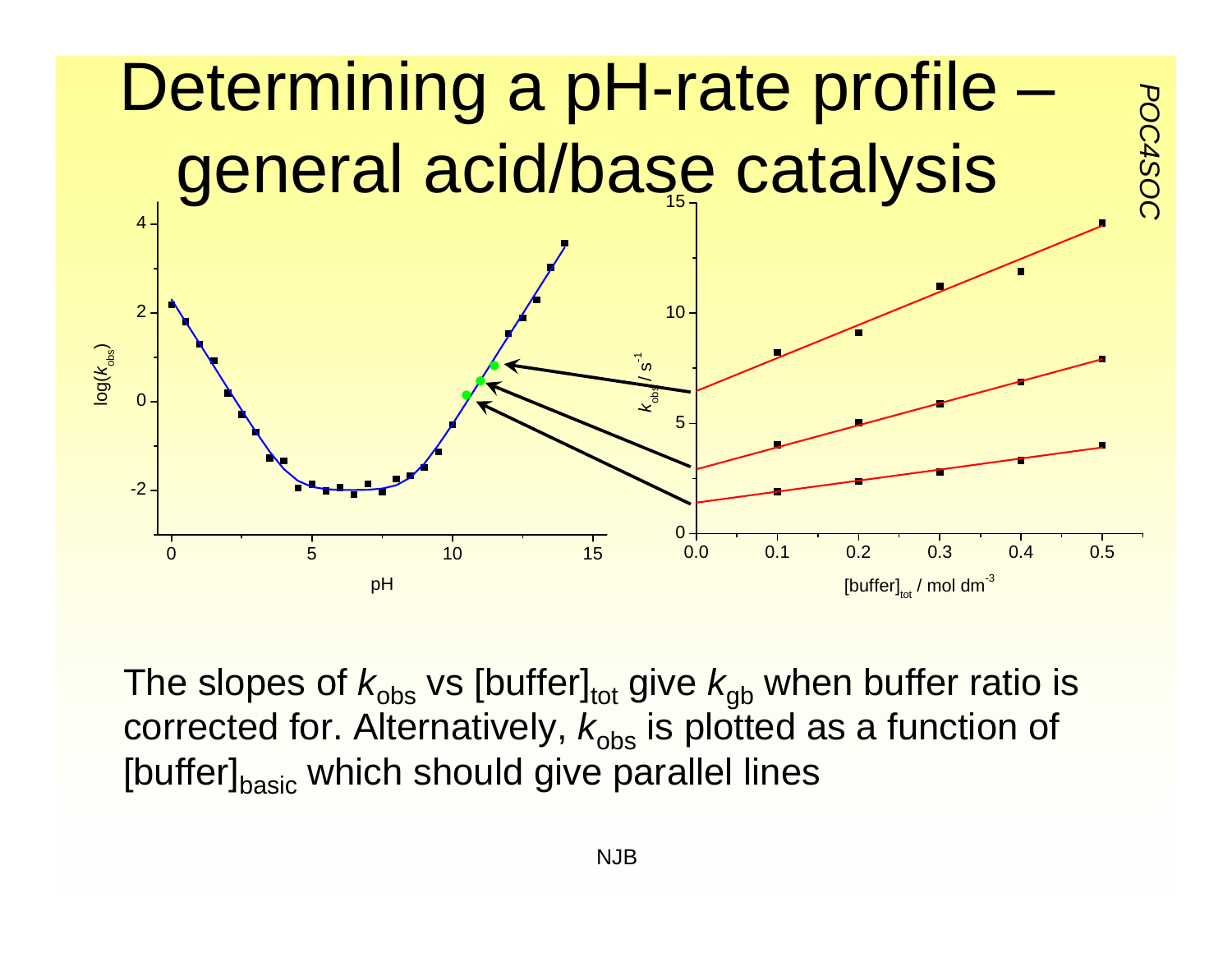# Determining a pH-rate profile – general acid/base catalysis

The slopes of $k_{obs}$ vs $[buffer]_{tot}$ give $k_{gb}$ when buffer ratio is corrected for. Alternatively, $k_{obs}$ is plotted as a function of $[buffer]_{basic}$ which should give parallel lines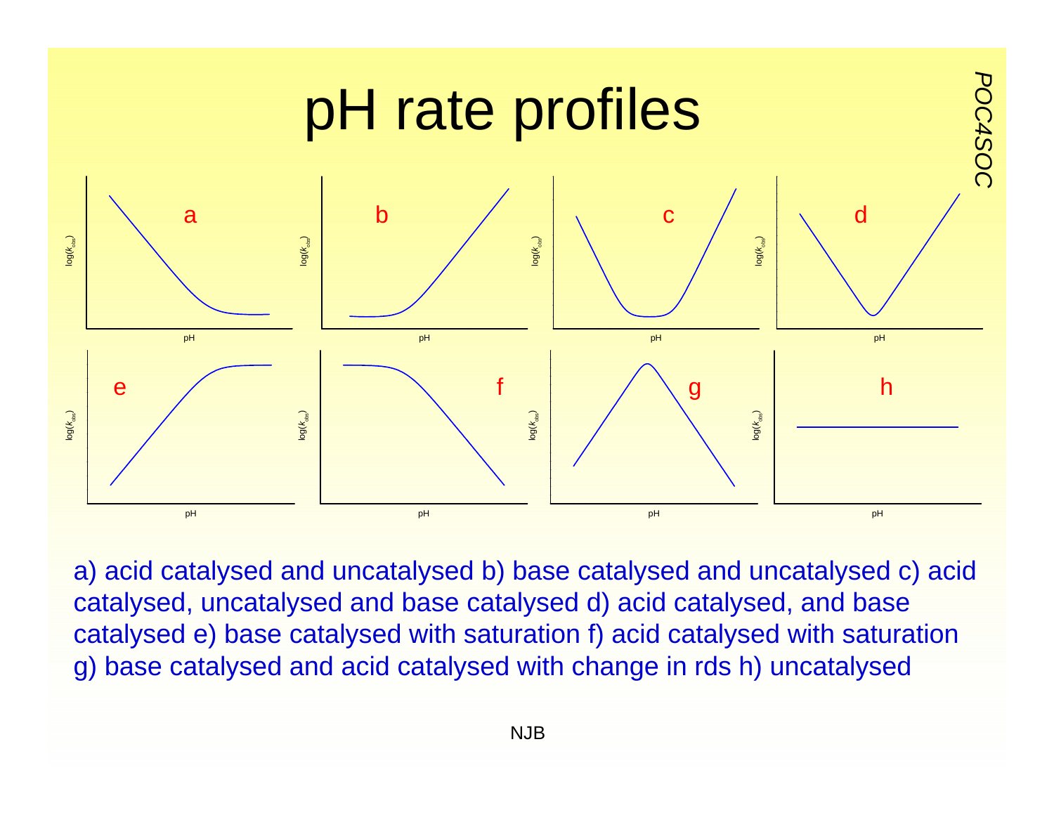# pH rate profiles

a) acid catalysed and uncatalysed b) base catalysed and uncatalysed c) acid catalysed, uncatalysed and base catalysed d) acid catalysed, and base catalysed e) base catalysed with saturation f) acid catalysed with saturation g) base catalysed and acid catalysed with change in rds h) uncatalysed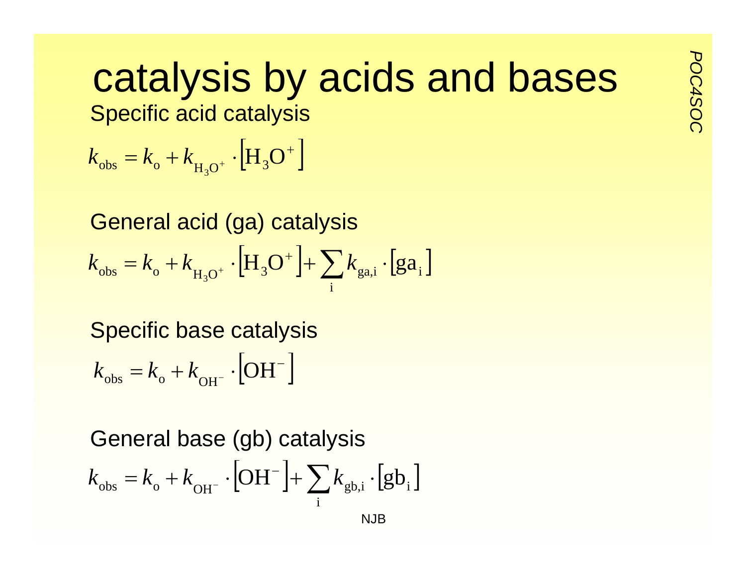# catalysis by acids and bases

## Specific acid catalysis

$$k_{\text{obs}} = k_{\text{o}} + k_{\text{H}_3\text{O}^+} \cdot \left[\text{H}_3\text{O}^+\right]$$

## General acid (ga) catalysis

$$k_{\text{obs}} = k_{\text{o}} + k_{\text{H}_3\text{O}^+} \cdot \left[\text{H}_3\text{O}^+\right] + \sum_{\text{i}} k_{\text{ga,i}} \cdot \left[\text{ga}_{\text{i}}\right]$$

## Specific base catalysis

$$k_{\text{obs}} = k_{\text{o}} + k_{\text{OH}^-} \cdot \left[\text{OH}^-\right]$$

## General base (gb) catalysis

$$k_{\text{obs}} = k_{\text{o}} + k_{\text{OH}^-} \cdot \left[\text{OH}^-\right] + \sum_{\text{i}} k_{\text{gb,i}} \cdot \left[\text{gb}_{\text{i}}\right]$$

NJB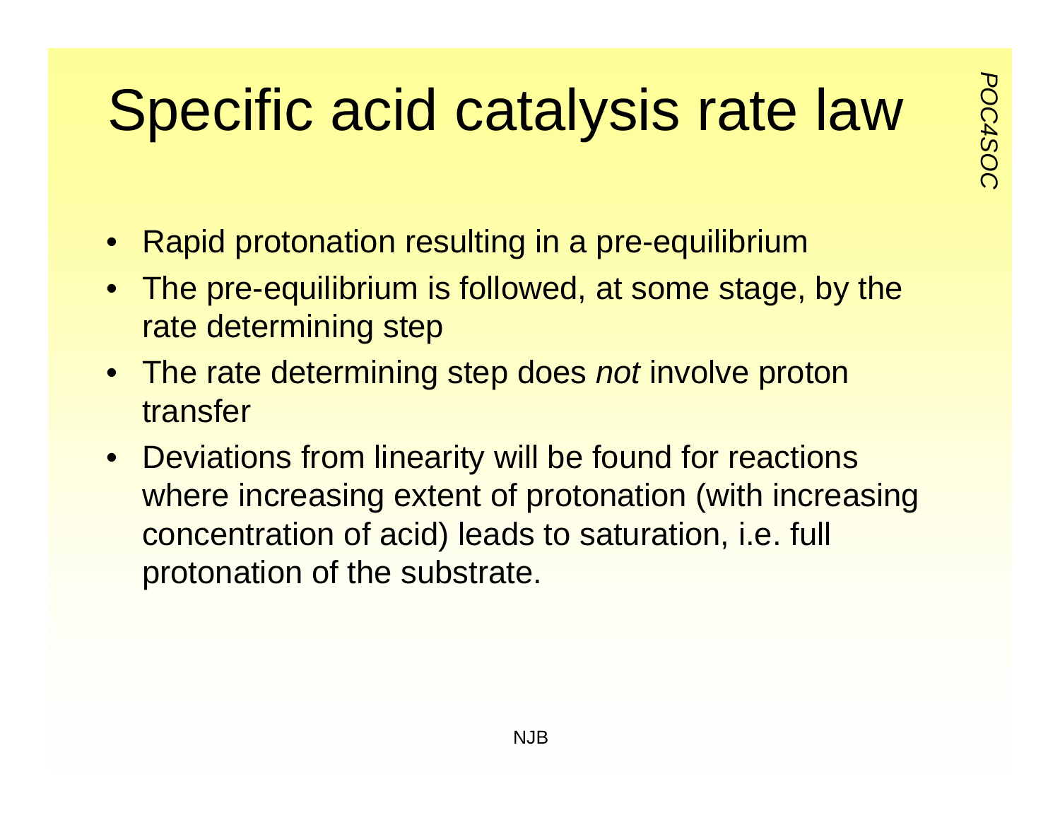# Specific acid catalysis rate law

- Rapid protonation resulting in a pre-equilibrium
- The pre-equilibrium is followed, at some stage, by the rate determining step
- The rate determining step does *not* involve proton transfer
- Deviations from linearity will be found for reactions where increasing extent of protonation (with increasing concentration of acid) leads to saturation, i.e. full protonation of the substrate.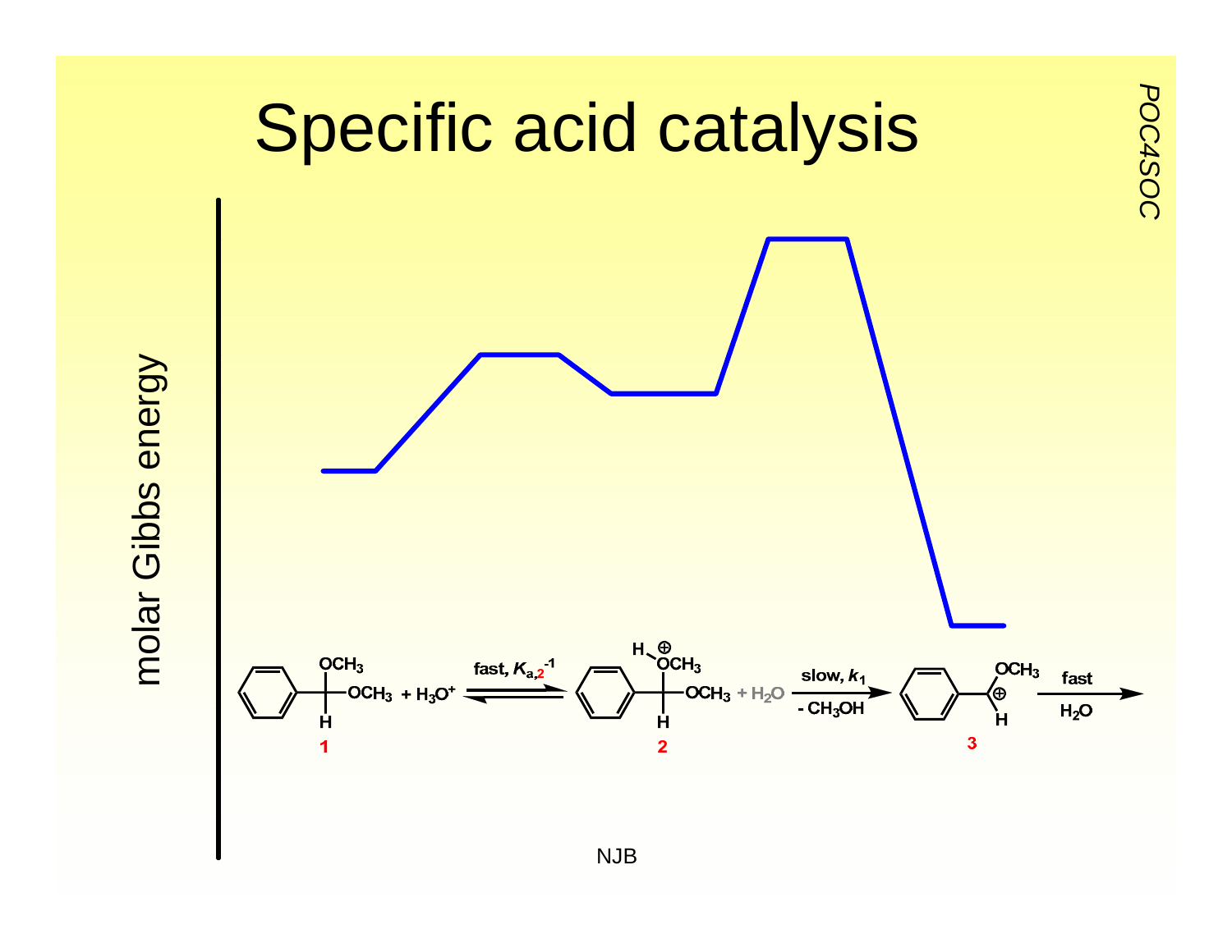# Specific acid catalysis

molar Gibbs energy

$$\underset{\mathbf{1}}{PhCH(OCH_3)_2} + H_3O^+ \underset{}{\overset{\text{fast, } K_{a,2}^{-1}}{\rightleftharpoons}} \underset{\mathbf{2}}{PhCH(\overset{\oplus}{O}HCH_3)(OCH_3)} + H_2O \xrightarrow[\text{- } CH_3OH]{\text{slow, } k_1} \underset{\mathbf{3}}{PhCH{=}\overset{\oplus}{O}CH_3} \xrightarrow[H_2O]{\text{fast}}$$

NJB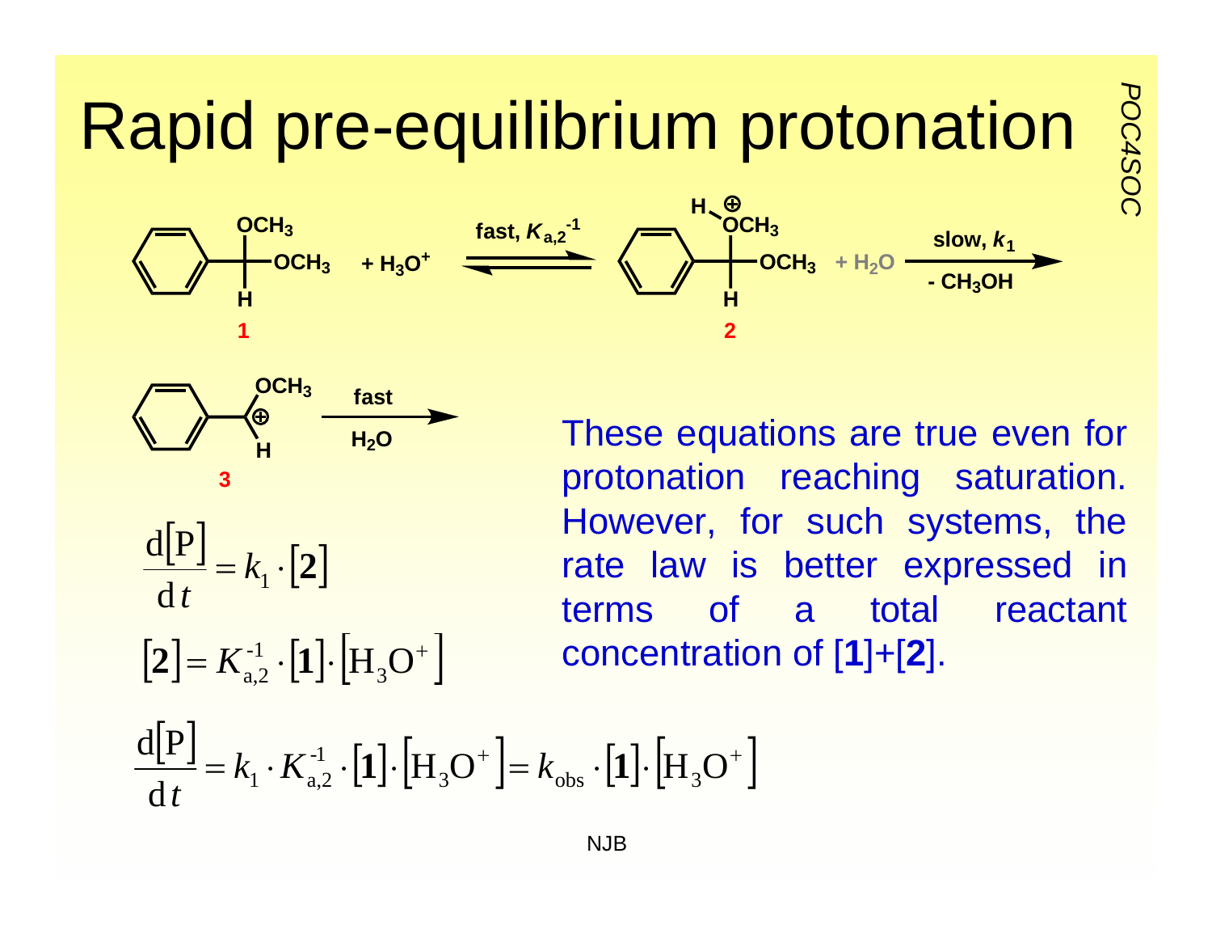# Rapid pre-equilibrium protonation

1 + $H_3O^+$ ⇌ (fast, $K_{a,2}^{-1}$) 2 + $H_2O$ → (slow, $k_1$; $- CH_3OH$) 3 → (fast, $H_2O$)

$$\frac{\mathrm{d}[\mathrm{P}]}{\mathrm{d}t} = k_1 \cdot [\mathbf{2}]$$

$$[\mathbf{2}] = K_{a,2}^{-1} \cdot [\mathbf{1}] \cdot [\mathrm{H_3O^+}]$$

These equations are true even for protonation reaching saturation. However, for such systems, the rate law is better expressed in terms of a total reactant concentration of [**1**]+[**2**].

$$\frac{\mathrm{d}[\mathrm{P}]}{\mathrm{d}t} = k_1 \cdot K_{a,2}^{-1} \cdot [\mathbf{1}] \cdot [\mathrm{H_3O^+}] = k_{obs} \cdot [\mathbf{1}] \cdot [\mathrm{H_3O^+}]$$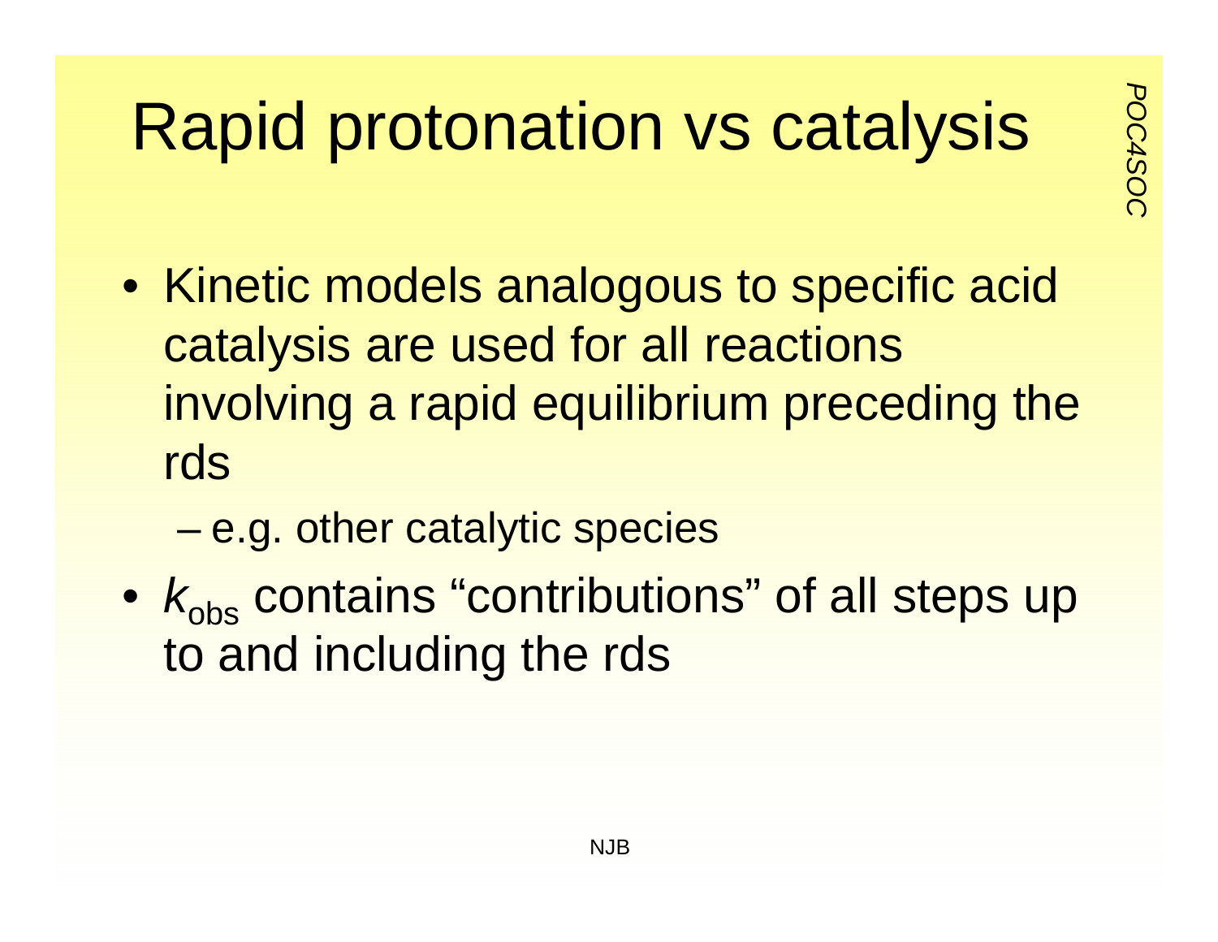# Rapid protonation vs catalysis

- Kinetic models analogous to specific acid catalysis are used for all reactions involving a rapid equilibrium preceding the rds
  - e.g. other catalytic species
- $k_{obs}$ contains "contributions" of all steps up to and including the rds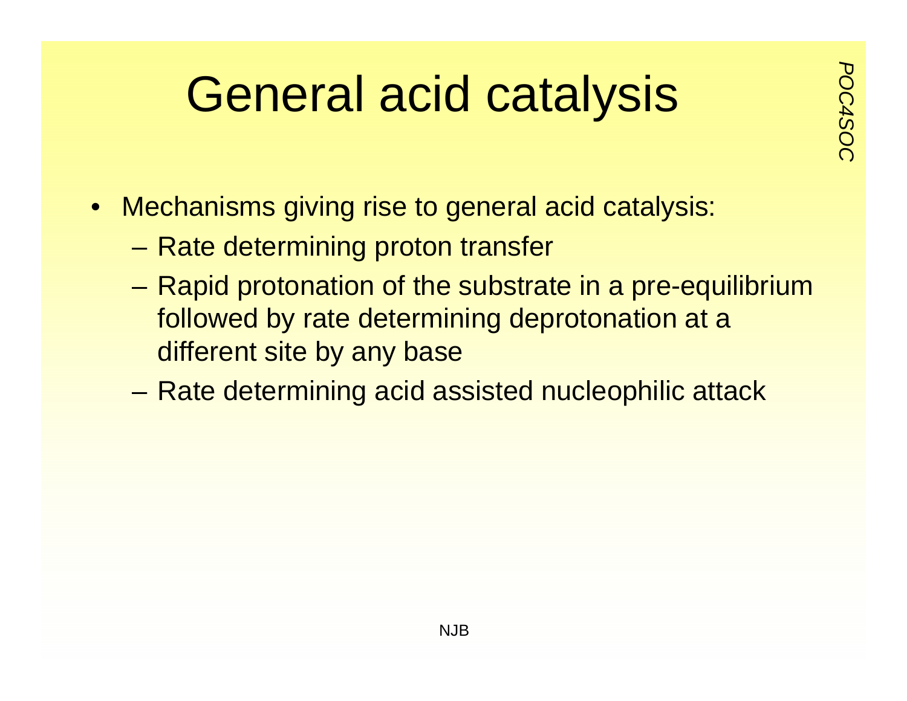# General acid catalysis

- Mechanisms giving rise to general acid catalysis:
  - Rate determining proton transfer
  - Rapid protonation of the substrate in a pre-equilibrium followed by rate determining deprotonation at a different site by any base
  - Rate determining acid assisted nucleophilic attack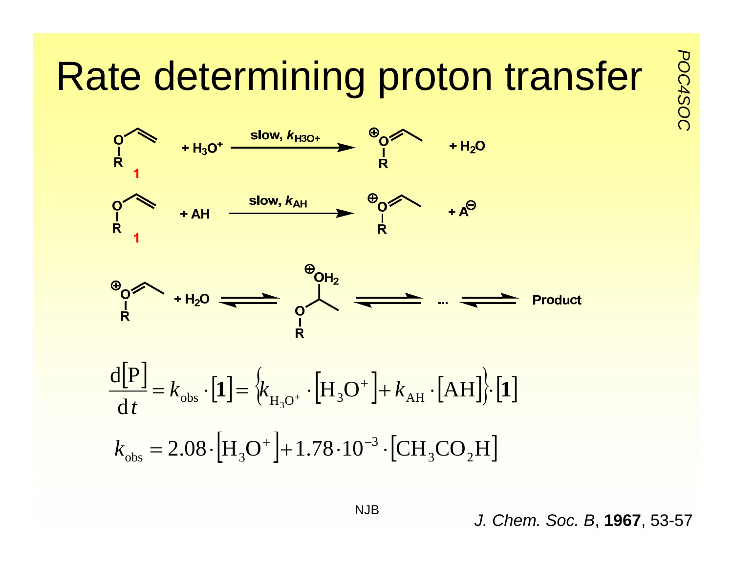# Rate determining proton transfer

$$\text{(R–O–CH=CH}_2\text{) } \mathbf{1} + H_3O^+ \xrightarrow{\text{slow, } k_{H3O+}} R\text{–}O^+\text{=CH–CH}_3 + H_2O$$

$$\text{(R–O–CH=CH}_2\text{) } \mathbf{1} + AH \xrightarrow{\text{slow, } k_{AH}} R\text{–}O^+\text{=CH–CH}_3 + A^{\ominus}$$

$$R\text{–}O^+\text{=CH–CH}_3 + H_2O \rightleftharpoons R\text{–O–CH(}O^+H_2\text{)–CH}_3 \rightleftharpoons \cdots \rightleftharpoons \textbf{Product}$$

$$\frac{d[P]}{dt} = k_{obs} \cdot [\mathbf{1}] = \left\{k_{H_3O^+} \cdot \left[H_3O^+\right] + k_{AH} \cdot [AH]\right\} \cdot [\mathbf{1}]$$

$$k_{obs} = 2.08 \cdot \left[H_3O^+\right] + 1.78 \cdot 10^{-3} \cdot [CH_3CO_2H]$$

NJB

*J. Chem. Soc. B*, **1967**, 53-57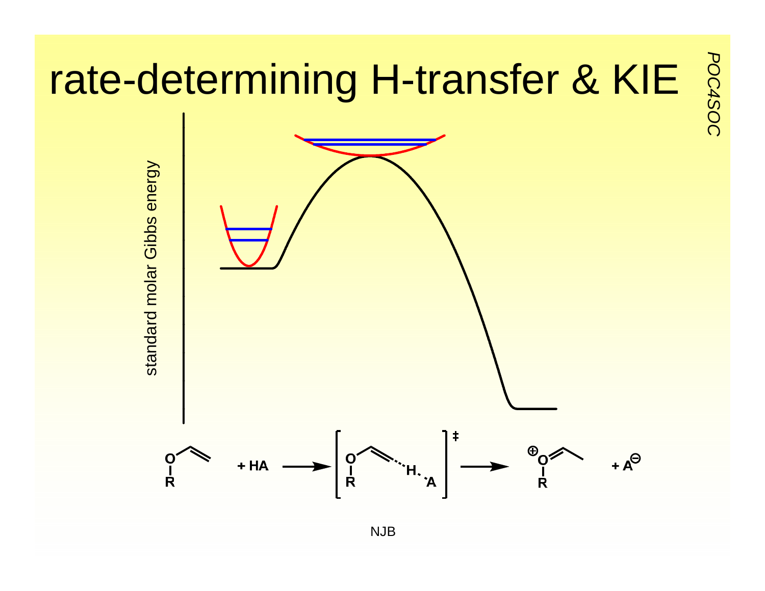# rate-determining H-transfer & KIE

standard molar Gibbs energy

$$\text{ROCH=CH}_2 + \text{HA} \longrightarrow [\text{RO–CH=CH}_2\cdots\text{H}\cdots\text{A}]^{\ddagger} \longrightarrow \text{R–O}^{\oplus}\text{=CH–CH}_3 + \text{A}^{\ominus}$$

NJB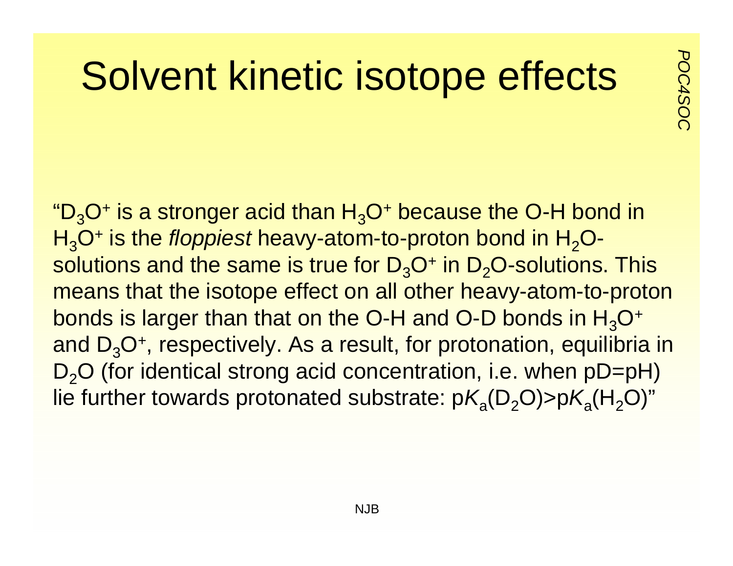# Solvent kinetic isotope effects

"$D_3O^+$ is a stronger acid than $H_3O^+$ because the O-H bond in $H_3O^+$ is the *floppiest* heavy-atom-to-proton bond in $H_2O$-solutions and the same is true for $D_3O^+$ in $D_2O$-solutions. This means that the isotope effect on all other heavy-atom-to-proton bonds is larger than that on the O-H and O-D bonds in $H_3O^+$ and $D_3O^+$, respectively. As a result, for protonation, equilibria in $D_2O$ (for identical strong acid concentration, i.e. when pD=pH) lie further towards protonated substrate: $pK_a(D_2O) > pK_a(H_2O)$"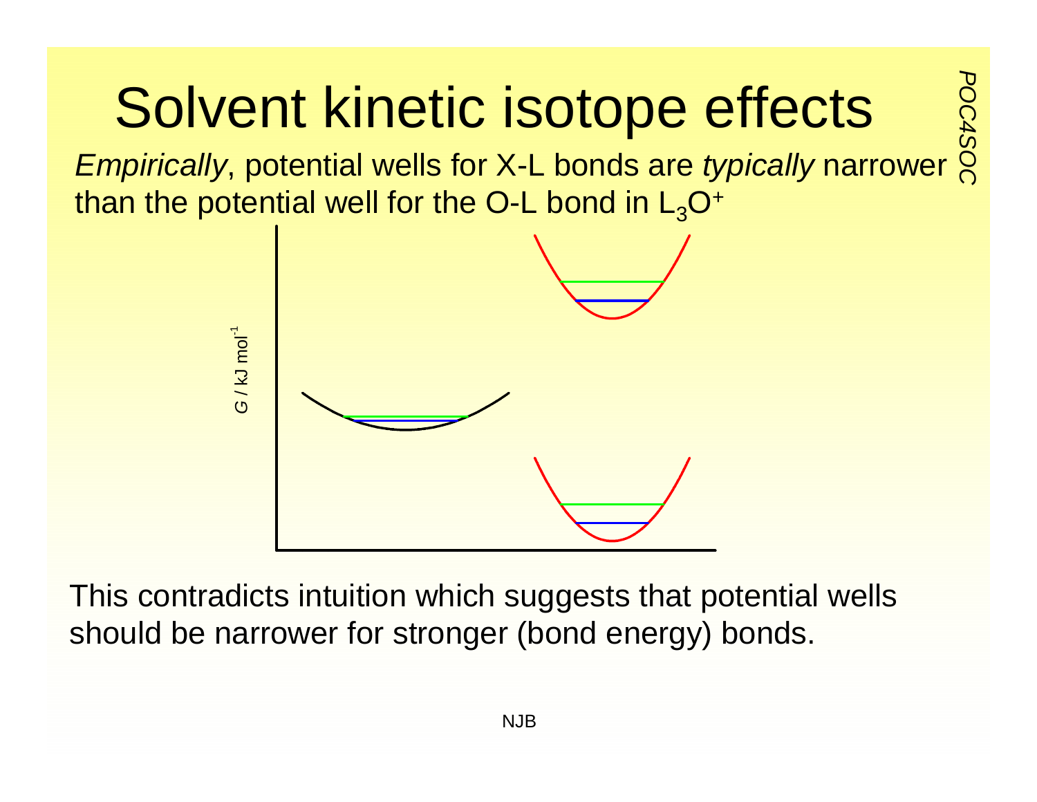# Solvent kinetic isotope effects

*Empirically*, potential wells for X-L bonds are *typically* narrower than the potential well for the O-L bond in $L_3O^+$

$G$ / kJ mol$^{-1}$

This contradicts intuition which suggests that potential wells should be narrower for stronger (bond energy) bonds.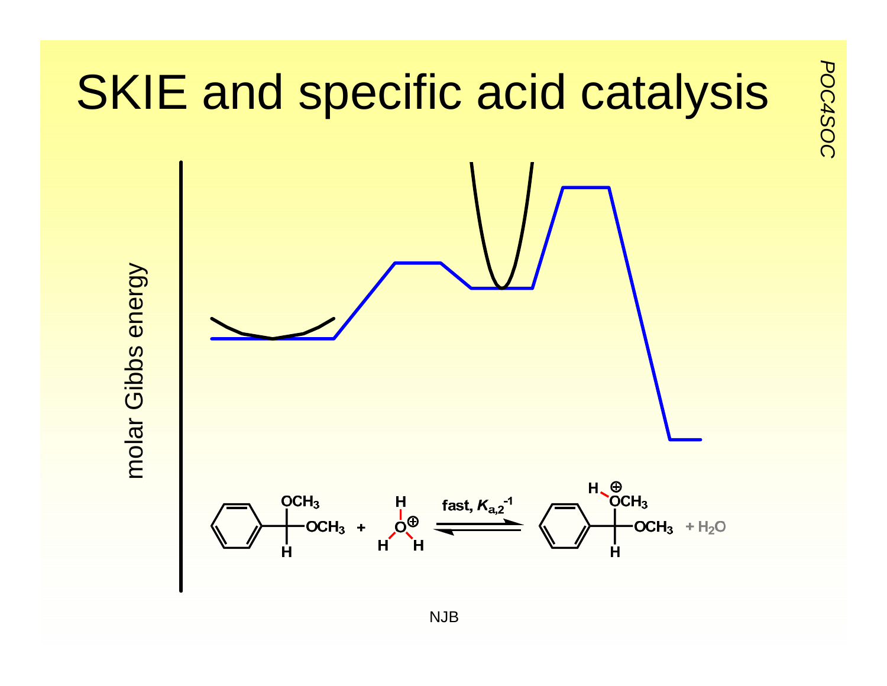# SKIE and specific acid catalysis

molar Gibbs energy

$$PhCH(OCH_3)_2 + H_3O^+ \underset{}{\overset{\text{fast, } K_{a,2}^{-1}}{\rightleftharpoons}} PhCH(O^+HCH_3)(OCH_3) + H_2O$$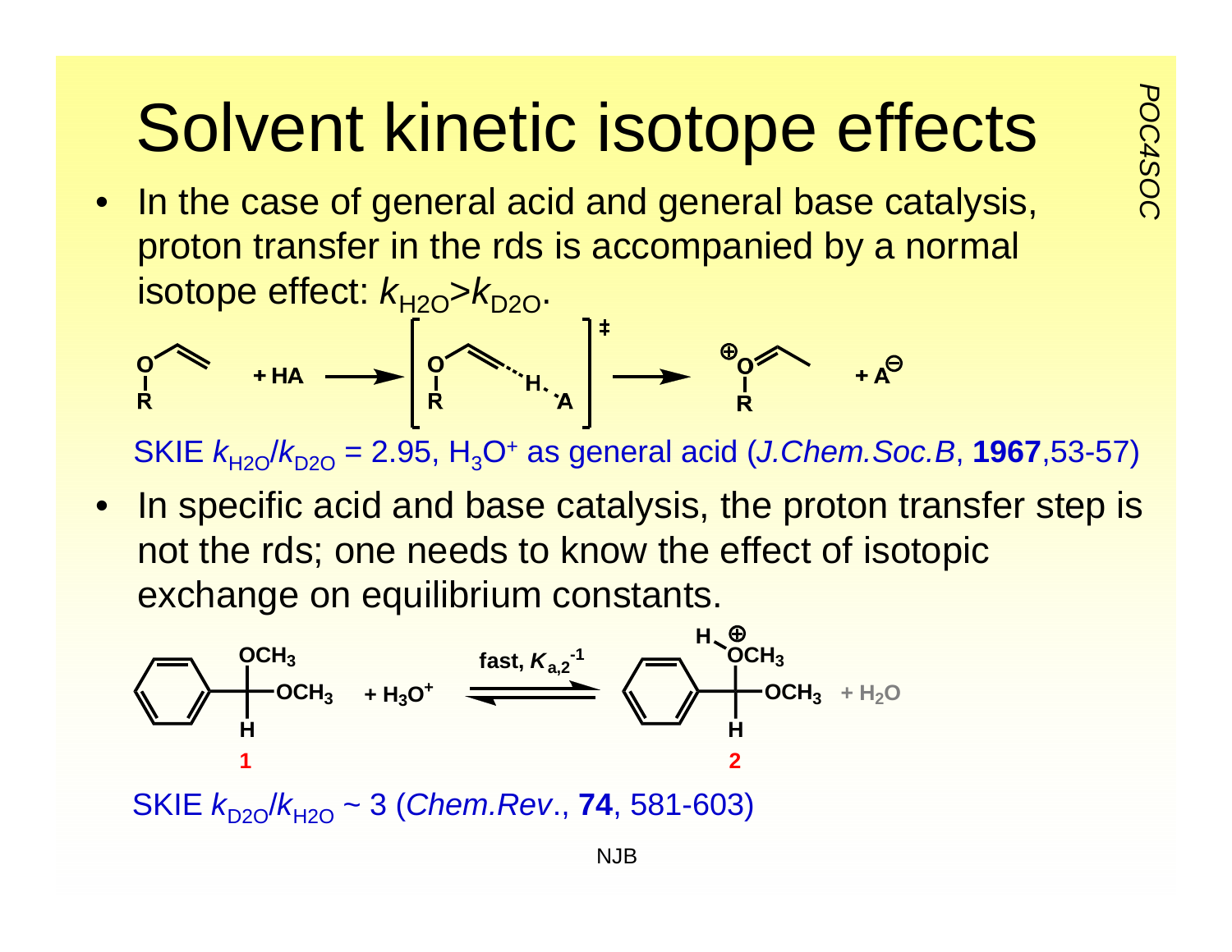# Solvent kinetic isotope effects

- In the case of general acid and general base catalysis, proton transfer in the rds is accompanied by a normal isotope effect: $k_{H2O} > k_{D2O}$.

SKIE $k_{H2O}/k_{D2O}$ = 2.95, $H_3O^+$ as general acid (*J.Chem.Soc.B*, **1967**,53-57)

- In specific acid and base catalysis, the proton transfer step is not the rds; one needs to know the effect of isotopic exchange on equilibrium constants.

SKIE $k_{D2O}/k_{H2O}$ ~ 3 (*Chem.Rev*., **74**, 581-603)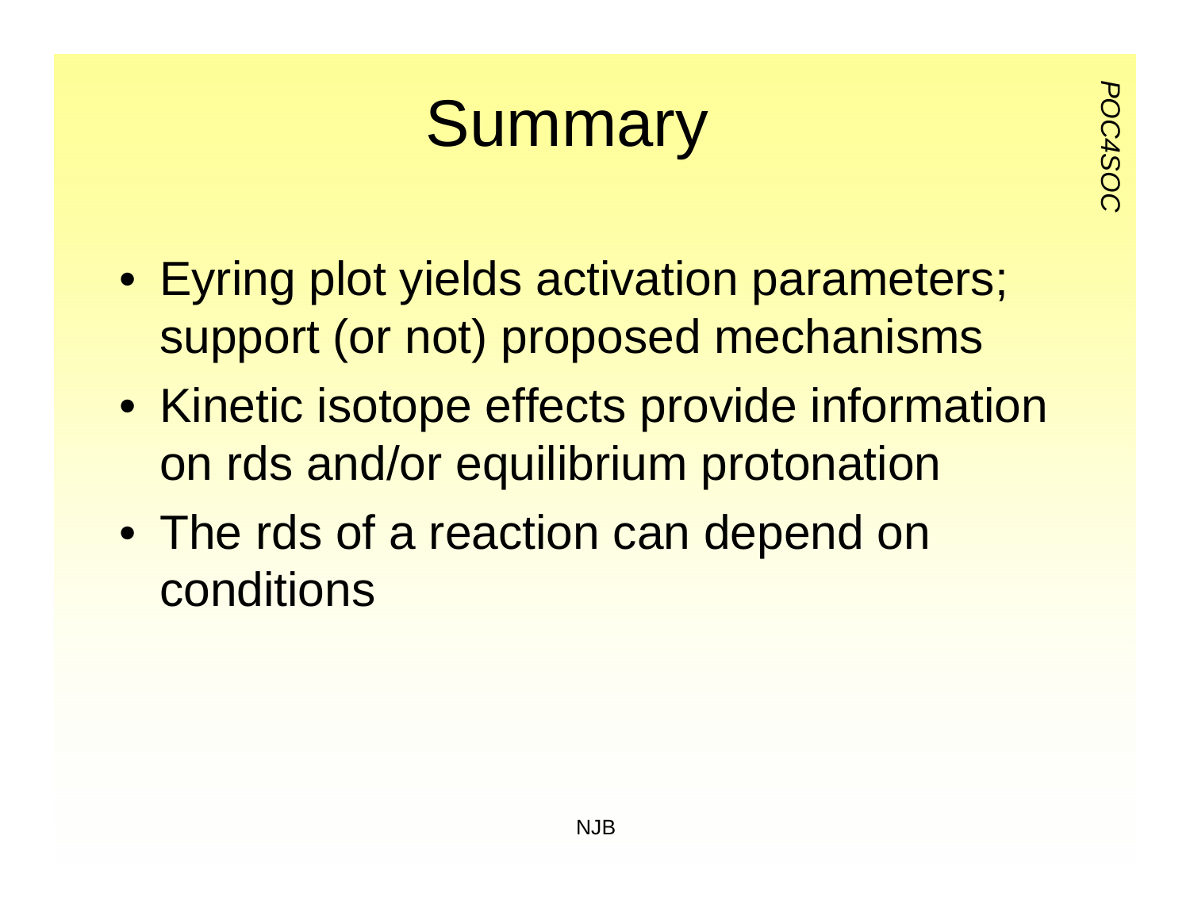# Summary

- Eyring plot yields activation parameters; support (or not) proposed mechanisms
- Kinetic isotope effects provide information on rds and/or equilibrium protonation
- The rds of a reaction can depend on conditions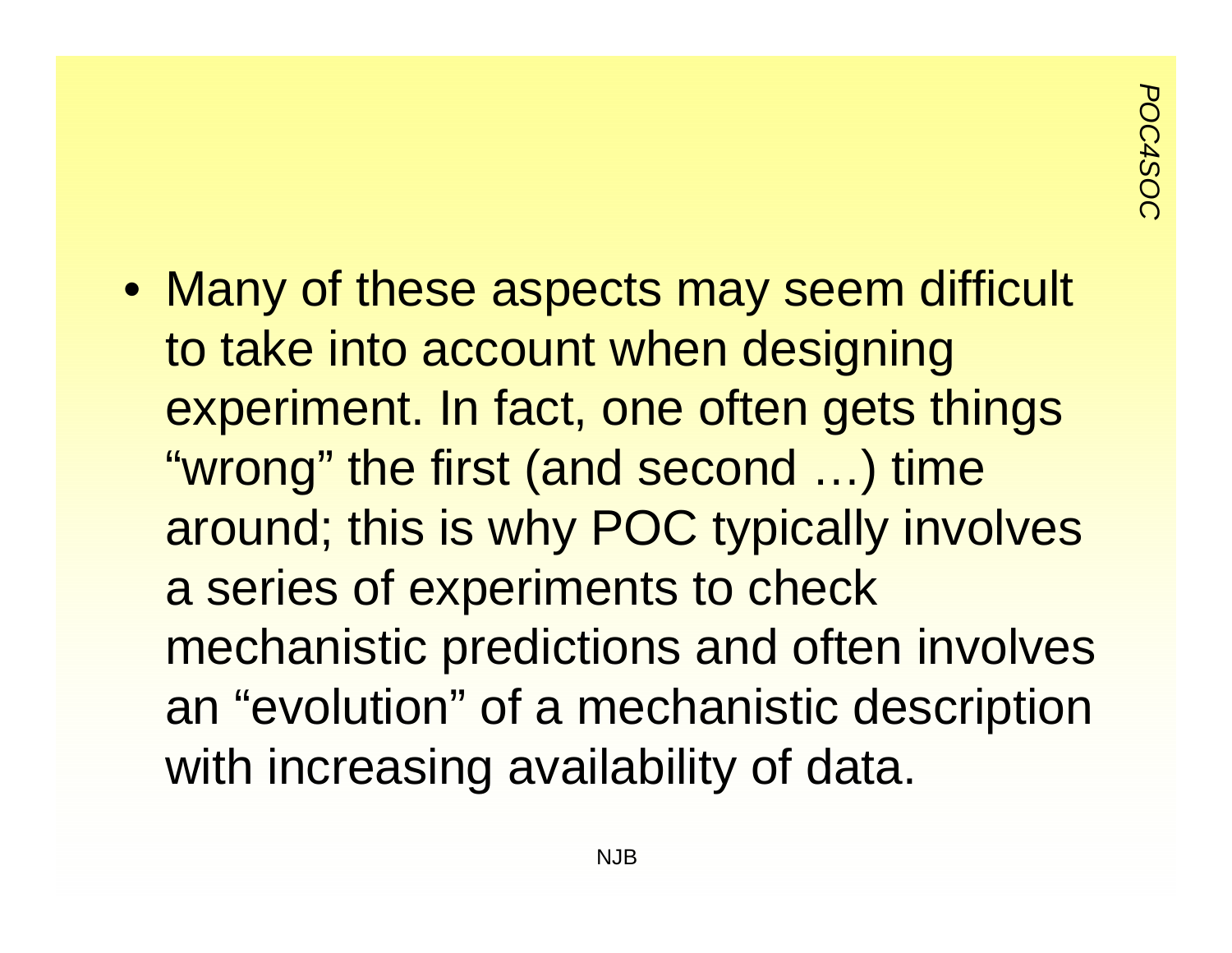- Many of these aspects may seem difficult to take into account when designing experiment. In fact, one often gets things "wrong" the first (and second …) time around; this is why POC typically involves a series of experiments to check mechanistic predictions and often involves an "evolution" of a mechanistic description with increasing availability of data.